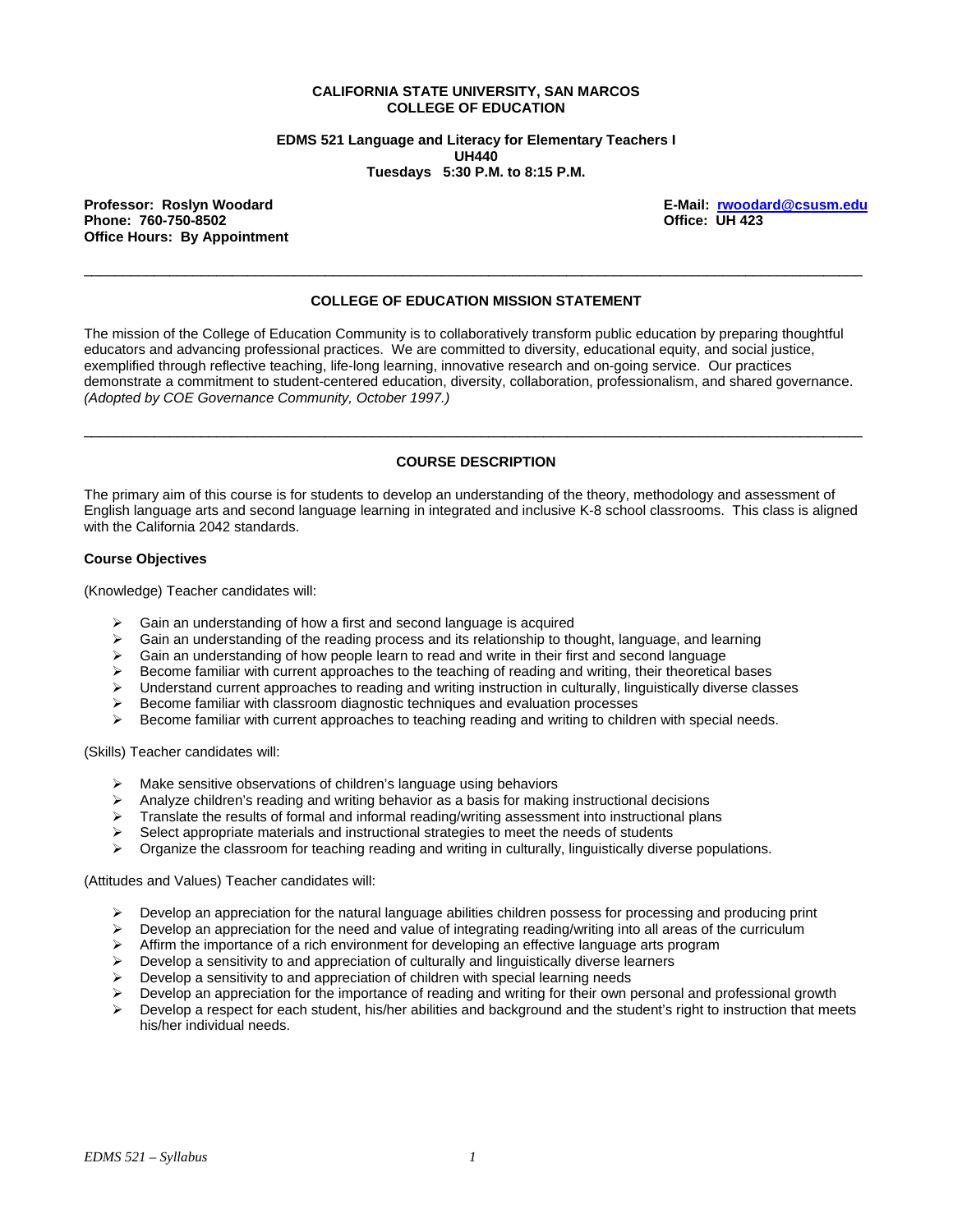**CALIFORNIA STATE UNIVERSITY, SAN MARCOS**
**COLLEGE OF EDUCATION**

**EDMS 521 Language and Literacy for Elementary Teachers I**
**UH440**
**Tuesdays 5:30 P.M. to 8:15 P.M.**

**Professor: Roslyn Woodard**
**Phone: 760-750-8502**
**Office Hours: By Appointment**

**E-Mail: rwoodard@csusm.edu**
**Office: UH 423**

---

## COLLEGE OF EDUCATION MISSION STATEMENT

The mission of the College of Education Community is to collaboratively transform public education by preparing thoughtful educators and advancing professional practices. We are committed to diversity, educational equity, and social justice, exemplified through reflective teaching, life-long learning, innovative research and on-going service. Our practices demonstrate a commitment to student-centered education, diversity, collaboration, professionalism, and shared governance. *(Adopted by COE Governance Community, October 1997.)*

---

## COURSE DESCRIPTION

The primary aim of this course is for students to develop an understanding of the theory, methodology and assessment of English language arts and second language learning in integrated and inclusive K-8 school classrooms. This class is aligned with the California 2042 standards.

### Course Objectives

(Knowledge) Teacher candidates will:

- Gain an understanding of how a first and second language is acquired
- Gain an understanding of the reading process and its relationship to thought, language, and learning
- Gain an understanding of how people learn to read and write in their first and second language
- Become familiar with current approaches to the teaching of reading and writing, their theoretical bases
- Understand current approaches to reading and writing instruction in culturally, linguistically diverse classes
- Become familiar with classroom diagnostic techniques and evaluation processes
- Become familiar with current approaches to teaching reading and writing to children with special needs.

(Skills) Teacher candidates will:

- Make sensitive observations of children's language using behaviors
- Analyze children's reading and writing behavior as a basis for making instructional decisions
- Translate the results of formal and informal reading/writing assessment into instructional plans
- Select appropriate materials and instructional strategies to meet the needs of students
- Organize the classroom for teaching reading and writing in culturally, linguistically diverse populations.

(Attitudes and Values) Teacher candidates will:

- Develop an appreciation for the natural language abilities children possess for processing and producing print
- Develop an appreciation for the need and value of integrating reading/writing into all areas of the curriculum
- Affirm the importance of a rich environment for developing an effective language arts program
- Develop a sensitivity to and appreciation of culturally and linguistically diverse learners
- Develop a sensitivity to and appreciation of children with special learning needs
- Develop an appreciation for the importance of reading and writing for their own personal and professional growth
- Develop a respect for each student, his/her abilities and background and the student's right to instruction that meets his/her individual needs.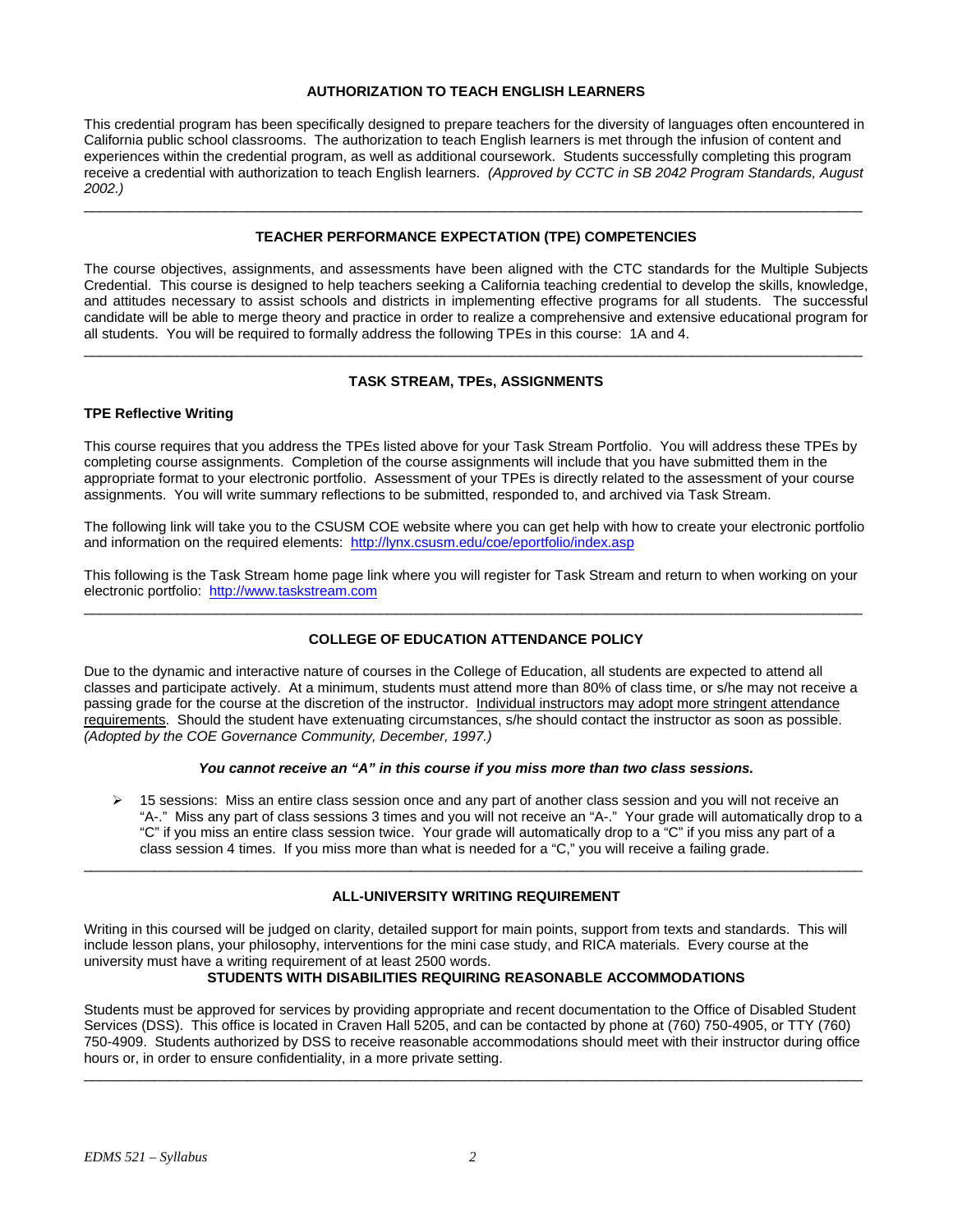## AUTHORIZATION TO TEACH ENGLISH LEARNERS

This credential program has been specifically designed to prepare teachers for the diversity of languages often encountered in California public school classrooms. The authorization to teach English learners is met through the infusion of content and experiences within the credential program, as well as additional coursework. Students successfully completing this program receive a credential with authorization to teach English learners. *(Approved by CCTC in SB 2042 Program Standards, August 2002.)*

---

## TEACHER PERFORMANCE EXPECTATION (TPE) COMPETENCIES

The course objectives, assignments, and assessments have been aligned with the CTC standards for the Multiple Subjects Credential. This course is designed to help teachers seeking a California teaching credential to develop the skills, knowledge, and attitudes necessary to assist schools and districts in implementing effective programs for all students. The successful candidate will be able to merge theory and practice in order to realize a comprehensive and extensive educational program for all students. You will be required to formally address the following TPEs in this course: 1A and 4.

---

## TASK STREAM, TPEs, ASSIGNMENTS

### TPE Reflective Writing

This course requires that you address the TPEs listed above for your Task Stream Portfolio. You will address these TPEs by completing course assignments. Completion of the course assignments will include that you have submitted them in the appropriate format to your electronic portfolio. Assessment of your TPEs is directly related to the assessment of your course assignments. You will write summary reflections to be submitted, responded to, and archived via Task Stream.

The following link will take you to the CSUSM COE website where you can get help with how to create your electronic portfolio and information on the required elements: http://lynx.csusm.edu/coe/eportfolio/index.asp

This following is the Task Stream home page link where you will register for Task Stream and return to when working on your electronic portfolio: http://www.taskstream.com

---

## COLLEGE OF EDUCATION ATTENDANCE POLICY

Due to the dynamic and interactive nature of courses in the College of Education, all students are expected to attend all classes and participate actively. At a minimum, students must attend more than 80% of class time, or s/he may not receive a passing grade for the course at the discretion of the instructor. Individual instructors may adopt more stringent attendance requirements. Should the student have extenuating circumstances, s/he should contact the instructor as soon as possible. *(Adopted by the COE Governance Community, December, 1997.)*

***You cannot receive an "A" in this course if you miss more than two class sessions.***

- 15 sessions: Miss an entire class session once and any part of another class session and you will not receive an "A-." Miss any part of class sessions 3 times and you will not receive an "A-." Your grade will automatically drop to a "C" if you miss an entire class session twice. Your grade will automatically drop to a "C" if you miss any part of a class session 4 times. If you miss more than what is needed for a "C," you will receive a failing grade.

---

## ALL-UNIVERSITY WRITING REQUIREMENT

Writing in this coursed will be judged on clarity, detailed support for main points, support from texts and standards. This will include lesson plans, your philosophy, interventions for the mini case study, and RICA materials. Every course at the university must have a writing requirement of at least 2500 words.

## STUDENTS WITH DISABILITIES REQUIRING REASONABLE ACCOMMODATIONS

Students must be approved for services by providing appropriate and recent documentation to the Office of Disabled Student Services (DSS). This office is located in Craven Hall 5205, and can be contacted by phone at (760) 750-4905, or TTY (760) 750-4909. Students authorized by DSS to receive reasonable accommodations should meet with their instructor during office hours or, in order to ensure confidentiality, in a more private setting.

---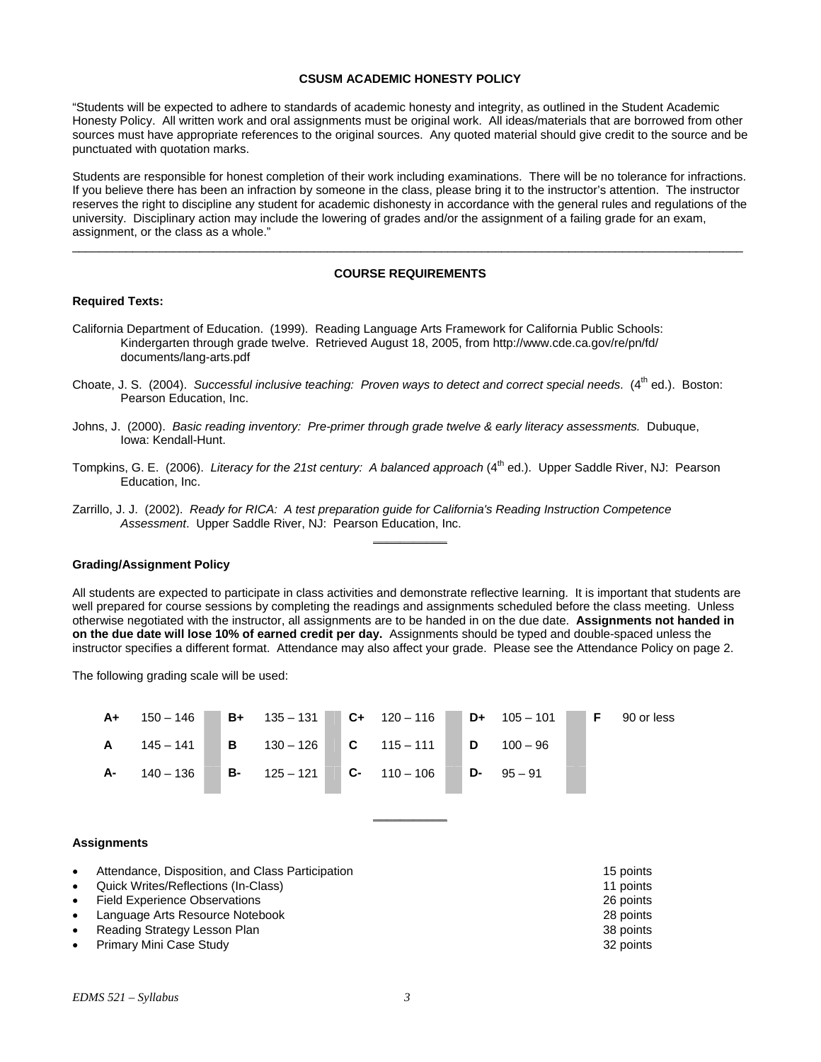**CSUSM ACADEMIC HONESTY POLICY**

"Students will be expected to adhere to standards of academic honesty and integrity, as outlined in the Student Academic Honesty Policy. All written work and oral assignments must be original work. All ideas/materials that are borrowed from other sources must have appropriate references to the original sources. Any quoted material should give credit to the source and be punctuated with quotation marks.

Students are responsible for honest completion of their work including examinations. There will be no tolerance for infractions. If you believe there has been an infraction by someone in the class, please bring it to the instructor's attention. The instructor reserves the right to discipline any student for academic dishonesty in accordance with the general rules and regulations of the university. Disciplinary action may include the lowering of grades and/or the assignment of a failing grade for an exam, assignment, or the class as a whole."

---

**COURSE REQUIREMENTS**

**Required Texts:**

California Department of Education. (1999). Reading Language Arts Framework for California Public Schools: Kindergarten through grade twelve. Retrieved August 18, 2005, from http://www.cde.ca.gov/re/pn/fd/documents/lang-arts.pdf

Choate, J. S. (2004). *Successful inclusive teaching: Proven ways to detect and correct special needs*. (4th ed.). Boston: Pearson Education, Inc.

Johns, J. (2000). *Basic reading inventory: Pre-primer through grade twelve & early literacy assessments.* Dubuque, Iowa: Kendall-Hunt.

Tompkins, G. E. (2006). *Literacy for the 21st century: A balanced approach* (4th ed.). Upper Saddle River, NJ: Pearson Education, Inc.

Zarrillo, J. J. (2002). *Ready for RICA: A test preparation guide for California's Reading Instruction Competence Assessment*. Upper Saddle River, NJ: Pearson Education, Inc.

**Grading/Assignment Policy**

All students are expected to participate in class activities and demonstrate reflective learning. It is important that students are well prepared for course sessions by completing the readings and assignments scheduled before the class meeting. Unless otherwise negotiated with the instructor, all assignments are to be handed in on the due date. **Assignments not handed in on the due date will lose 10% of earned credit per day.** Assignments should be typed and double-spaced unless the instructor specifies a different format. Attendance may also affect your grade. Please see the Attendance Policy on page 2.

The following grading scale will be used:

| | | | | | | | | | |
|---|---|---|---|---|---|---|---|---|---|
| **A+** | 150 – 146 | **B+** | 135 – 131 | **C+** | 120 – 116 | **D+** | 105 – 101 | **F** | 90 or less |
| **A** | 145 – 141 | **B** | 130 – 126 | **C** | 115 – 111 | **D** | 100 – 96 | | |
| **A-** | 140 – 136 | **B-** | 125 – 121 | **C-** | 110 – 106 | **D-** | 95 – 91 | | |

**Assignments**

- Attendance, Disposition, and Class Participation — 15 points
- Quick Writes/Reflections (In-Class) — 11 points
- Field Experience Observations — 26 points
- Language Arts Resource Notebook — 28 points
- Reading Strategy Lesson Plan — 38 points
- Primary Mini Case Study — 32 points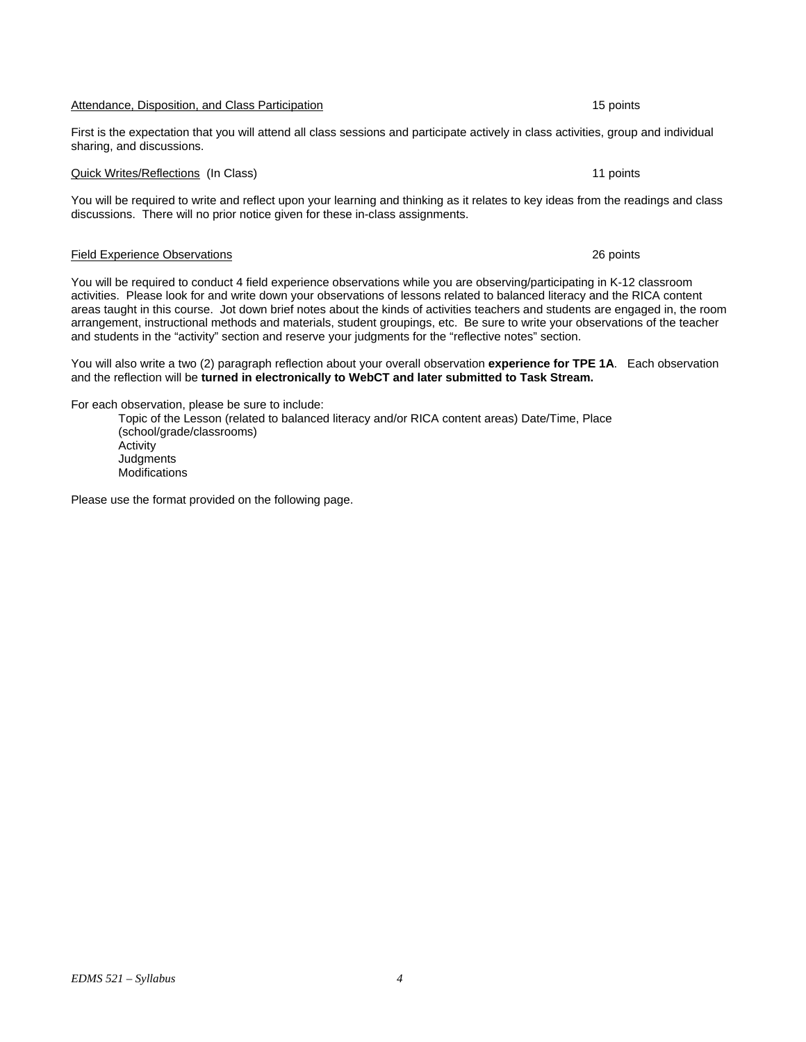<u>Attendance, Disposition, and Class Participation</u> 15 points

First is the expectation that you will attend all class sessions and participate actively in class activities, group and individual sharing, and discussions.

<u>Quick Writes/Reflections</u> (In Class) 11 points

You will be required to write and reflect upon your learning and thinking as it relates to key ideas from the readings and class discussions. There will no prior notice given for these in-class assignments.

<u>Field Experience Observations</u> 26 points

You will be required to conduct 4 field experience observations while you are observing/participating in K-12 classroom activities. Please look for and write down your observations of lessons related to balanced literacy and the RICA content areas taught in this course. Jot down brief notes about the kinds of activities teachers and students are engaged in, the room arrangement, instructional methods and materials, student groupings, etc. Be sure to write your observations of the teacher and students in the "activity" section and reserve your judgments for the "reflective notes" section.

You will also write a two (2) paragraph reflection about your overall observation **experience for TPE 1A**. Each observation and the reflection will be **turned in electronically to WebCT and later submitted to Task Stream.**

For each observation, please be sure to include:

Topic of the Lesson (related to balanced literacy and/or RICA content areas) Date/Time, Place (school/grade/classrooms)
Activity
Judgments
Modifications

Please use the format provided on the following page.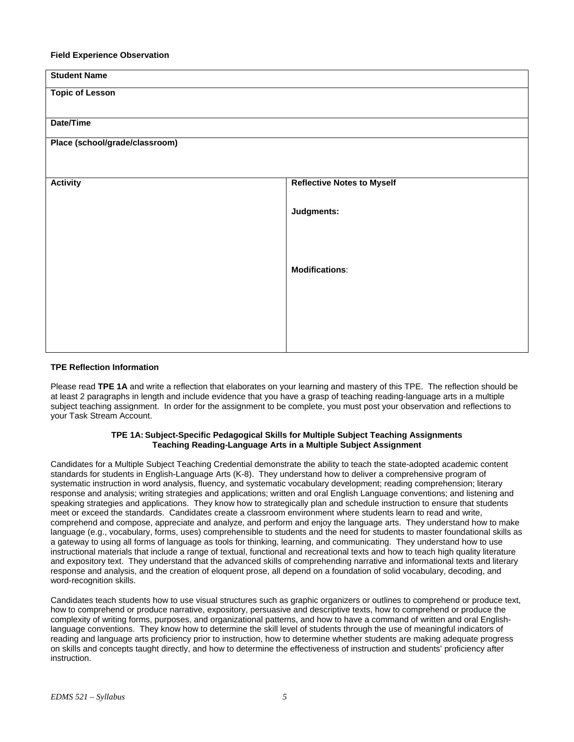**Field Experience Observation**

| **Student Name** | |
|---|---|
| **Topic of Lesson** | |
| **Date/Time** | |
| **Place (school/grade/classroom)** | |
| **Activity** | **Reflective Notes to Myself**<br><br>**Judgments:**<br><br>**Modifications**: |

**TPE Reflection Information**

Please read **TPE 1A** and write a reflection that elaborates on your learning and mastery of this TPE. The reflection should be at least 2 paragraphs in length and include evidence that you have a grasp of teaching reading-language arts in a multiple subject teaching assignment. In order for the assignment to be complete, you must post your observation and reflections to your Task Stream Account.

**TPE 1A: Subject-Specific Pedagogical Skills for Multiple Subject Teaching Assignments**
**Teaching Reading-Language Arts in a Multiple Subject Assignment**

Candidates for a Multiple Subject Teaching Credential demonstrate the ability to teach the state-adopted academic content standards for students in English-Language Arts (K-8). They understand how to deliver a comprehensive program of systematic instruction in word analysis, fluency, and systematic vocabulary development; reading comprehension; literary response and analysis; writing strategies and applications; written and oral English Language conventions; and listening and speaking strategies and applications. They know how to strategically plan and schedule instruction to ensure that students meet or exceed the standards. Candidates create a classroom environment where students learn to read and write, comprehend and compose, appreciate and analyze, and perform and enjoy the language arts. They understand how to make language (e.g., vocabulary, forms, uses) comprehensible to students and the need for students to master foundational skills as a gateway to using all forms of language as tools for thinking, learning, and communicating. They understand how to use instructional materials that include a range of textual, functional and recreational texts and how to teach high quality literature and expository text. They understand that the advanced skills of comprehending narrative and informational texts and literary response and analysis, and the creation of eloquent prose, all depend on a foundation of solid vocabulary, decoding, and word-recognition skills.

Candidates teach students how to use visual structures such as graphic organizers or outlines to comprehend or produce text, how to comprehend or produce narrative, expository, persuasive and descriptive texts, how to comprehend or produce the complexity of writing forms, purposes, and organizational patterns, and how to have a command of written and oral English-language conventions. They know how to determine the skill level of students through the use of meaningful indicators of reading and language arts proficiency prior to instruction, how to determine whether students are making adequate progress on skills and concepts taught directly, and how to determine the effectiveness of instruction and students' proficiency after instruction.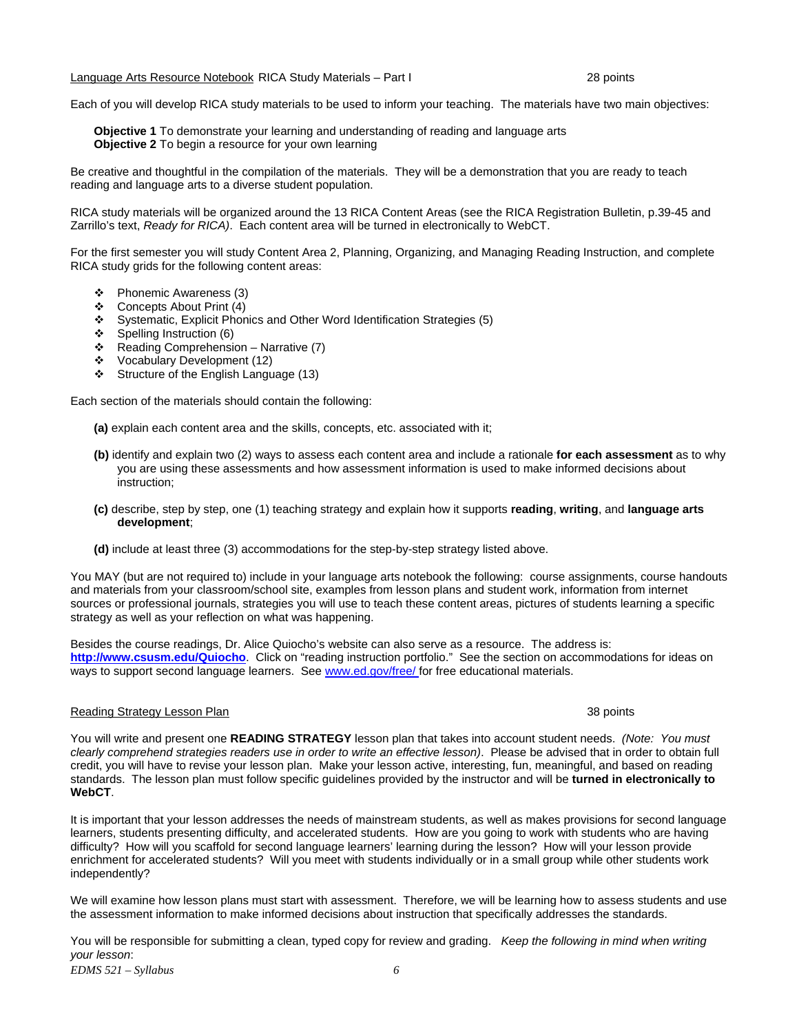Language Arts Resource Notebook RICA Study Materials – Part I 28 points

Each of you will develop RICA study materials to be used to inform your teaching. The materials have two main objectives:

**Objective 1** To demonstrate your learning and understanding of reading and language arts
**Objective 2** To begin a resource for your own learning

Be creative and thoughtful in the compilation of the materials. They will be a demonstration that you are ready to teach reading and language arts to a diverse student population.

RICA study materials will be organized around the 13 RICA Content Areas (see the RICA Registration Bulletin, p.39-45 and Zarrillo's text, *Ready for RICA)*. Each content area will be turned in electronically to WebCT.

For the first semester you will study Content Area 2, Planning, Organizing, and Managing Reading Instruction, and complete RICA study grids for the following content areas:

- Phonemic Awareness (3)
- Concepts About Print (4)
- Systematic, Explicit Phonics and Other Word Identification Strategies (5)
- Spelling Instruction (6)
- Reading Comprehension – Narrative (7)
- Vocabulary Development (12)
- Structure of the English Language (13)

Each section of the materials should contain the following:

**(a)** explain each content area and the skills, concepts, etc. associated with it;

**(b)** identify and explain two (2) ways to assess each content area and include a rationale **for each assessment** as to why you are using these assessments and how assessment information is used to make informed decisions about instruction;

**(c)** describe, step by step, one (1) teaching strategy and explain how it supports **reading**, **writing**, and **language arts development**;

**(d)** include at least three (3) accommodations for the step-by-step strategy listed above.

You MAY (but are not required to) include in your language arts notebook the following: course assignments, course handouts and materials from your classroom/school site, examples from lesson plans and student work, information from internet sources or professional journals, strategies you will use to teach these content areas, pictures of students learning a specific strategy as well as your reflection on what was happening.

Besides the course readings, Dr. Alice Quiocho's website can also serve as a resource. The address is: **http://www.csusm.edu/Quiocho**. Click on "reading instruction portfolio." See the section on accommodations for ideas on ways to support second language learners. See www.ed.gov/free/ for free educational materials.

Reading Strategy Lesson Plan 38 points

You will write and present one **READING STRATEGY** lesson plan that takes into account student needs. *(Note: You must clearly comprehend strategies readers use in order to write an effective lesson)*. Please be advised that in order to obtain full credit, you will have to revise your lesson plan. Make your lesson active, interesting, fun, meaningful, and based on reading standards. The lesson plan must follow specific guidelines provided by the instructor and will be **turned in electronically to WebCT**.

It is important that your lesson addresses the needs of mainstream students, as well as makes provisions for second language learners, students presenting difficulty, and accelerated students. How are you going to work with students who are having difficulty? How will you scaffold for second language learners' learning during the lesson? How will your lesson provide enrichment for accelerated students? Will you meet with students individually or in a small group while other students work independently?

We will examine how lesson plans must start with assessment. Therefore, we will be learning how to assess students and use the assessment information to make informed decisions about instruction that specifically addresses the standards.

You will be responsible for submitting a clean, typed copy for review and grading. *Keep the following in mind when writing your lesson*: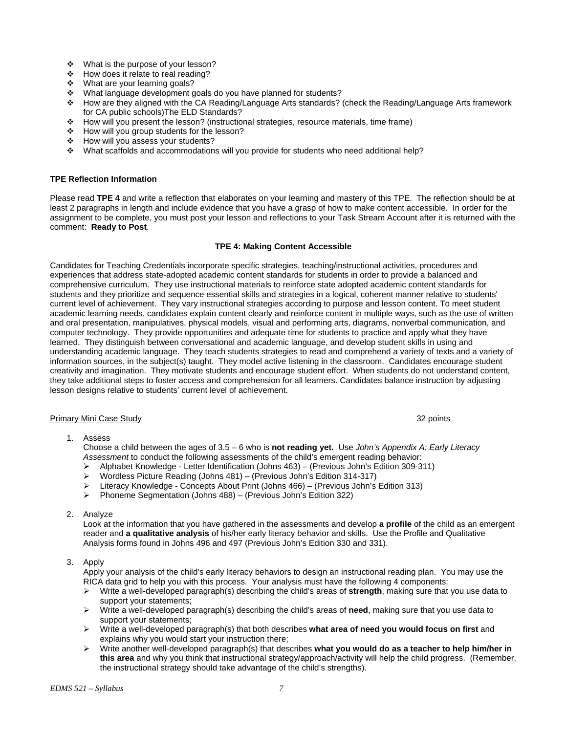- What is the purpose of your lesson?
- How does it relate to real reading?
- What are your learning goals?
- What language development goals do you have planned for students?
- How are they aligned with the CA Reading/Language Arts standards? (check the Reading/Language Arts framework for CA public schools)The ELD Standards?
- How will you present the lesson? (instructional strategies, resource materials, time frame)
- How will you group students for the lesson?
- How will you assess your students?
- What scaffolds and accommodations will you provide for students who need additional help?

**TPE Reflection Information**

Please read **TPE 4** and write a reflection that elaborates on your learning and mastery of this TPE. The reflection should be at least 2 paragraphs in length and include evidence that you have a grasp of how to make content accessible. In order for the assignment to be complete, you must post your lesson and reflections to your Task Stream Account after it is returned with the comment: **Ready to Post**.

**TPE 4: Making Content Accessible**

Candidates for Teaching Credentials incorporate specific strategies, teaching/instructional activities, procedures and experiences that address state-adopted academic content standards for students in order to provide a balanced and comprehensive curriculum. They use instructional materials to reinforce state adopted academic content standards for students and they prioritize and sequence essential skills and strategies in a logical, coherent manner relative to students' current level of achievement. They vary instructional strategies according to purpose and lesson content. To meet student academic learning needs, candidates explain content clearly and reinforce content in multiple ways, such as the use of written and oral presentation, manipulatives, physical models, visual and performing arts, diagrams, nonverbal communication, and computer technology. They provide opportunities and adequate time for students to practice and apply what they have learned. They distinguish between conversational and academic language, and develop student skills in using and understanding academic language. They teach students strategies to read and comprehend a variety of texts and a variety of information sources, in the subject(s) taught. They model active listening in the classroom. Candidates encourage student creativity and imagination. They motivate students and encourage student effort. When students do not understand content, they take additional steps to foster access and comprehension for all learners. Candidates balance instruction by adjusting lesson designs relative to students' current level of achievement.

Primary Mini Case Study — 32 points

1. Assess
   Choose a child between the ages of 3.5 – 6 who is **not reading yet.** Use *John's Appendix A: Early Literacy Assessment* to conduct the following assessments of the child's emergent reading behavior:
   - Alphabet Knowledge - Letter Identification (Johns 463) – (Previous John's Edition 309-311)
   - Wordless Picture Reading (Johns 481) – (Previous John's Edition 314-317)
   - Literacy Knowledge - Concepts About Print (Johns 466) – (Previous John's Edition 313)
   - Phoneme Segmentation (Johns 488) – (Previous John's Edition 322)

2. Analyze
   Look at the information that you have gathered in the assessments and develop **a profile** of the child as an emergent reader and **a qualitative analysis** of his/her early literacy behavior and skills. Use the Profile and Qualitative Analysis forms found in Johns 496 and 497 (Previous John's Edition 330 and 331).

3. Apply
   Apply your analysis of the child's early literacy behaviors to design an instructional reading plan. You may use the RICA data grid to help you with this process. Your analysis must have the following 4 components:
   - Write a well-developed paragraph(s) describing the child's areas of **strength**, making sure that you use data to support your statements;
   - Write a well-developed paragraph(s) describing the child's areas of **need**, making sure that you use data to support your statements;
   - Write a well-developed paragraph(s) that both describes **what area of need you would focus on first** and explains why you would start your instruction there;
   - Write another well-developed paragraph(s) that describes **what you would do as a teacher to help him/her in this area** and why you think that instructional strategy/approach/activity will help the child progress. (Remember, the instructional strategy should take advantage of the child's strengths).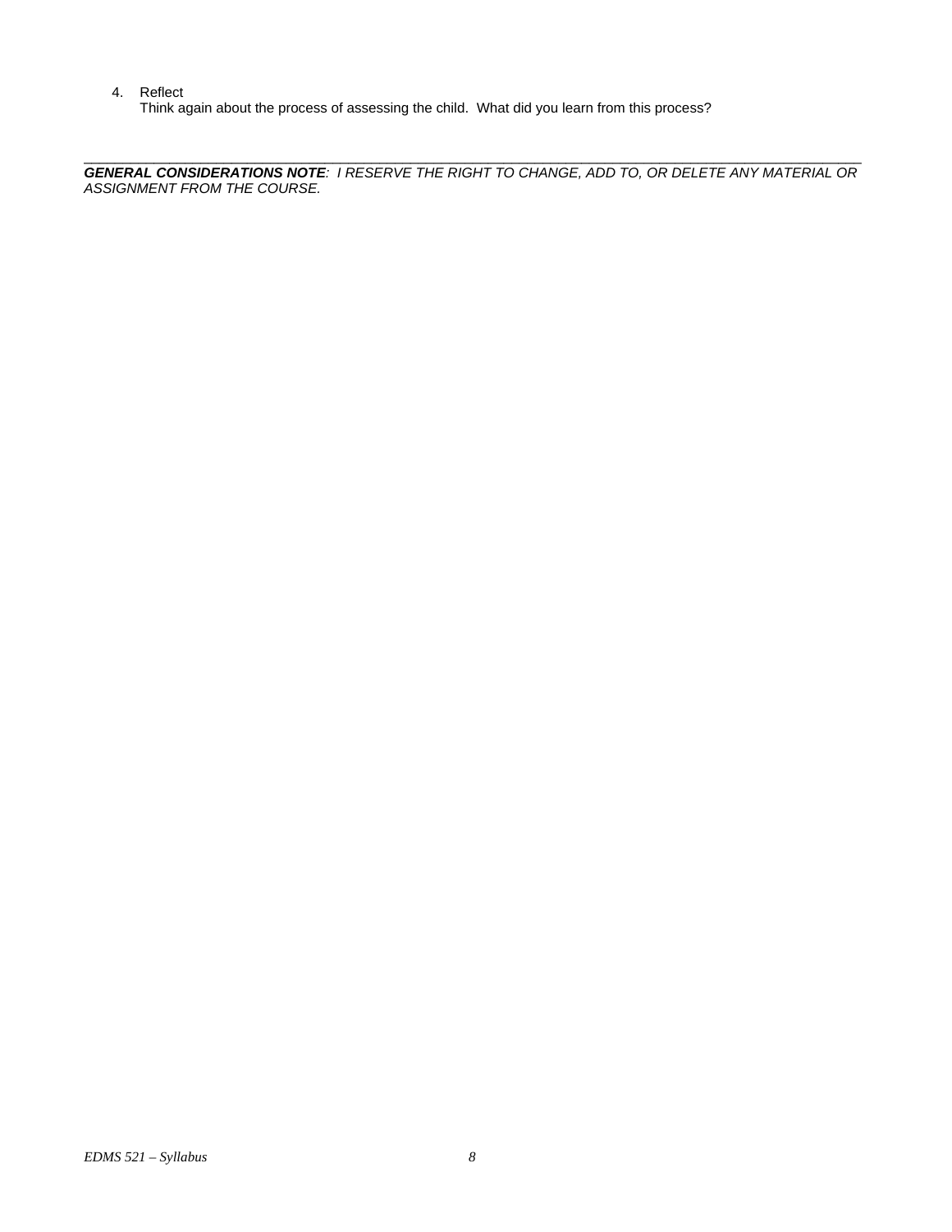4. Reflect
   Think again about the process of assessing the child. What did you learn from this process?

---

***GENERAL CONSIDERATIONS NOTE**: I RESERVE THE RIGHT TO CHANGE, ADD TO, OR DELETE ANY MATERIAL OR ASSIGNMENT FROM THE COURSE.*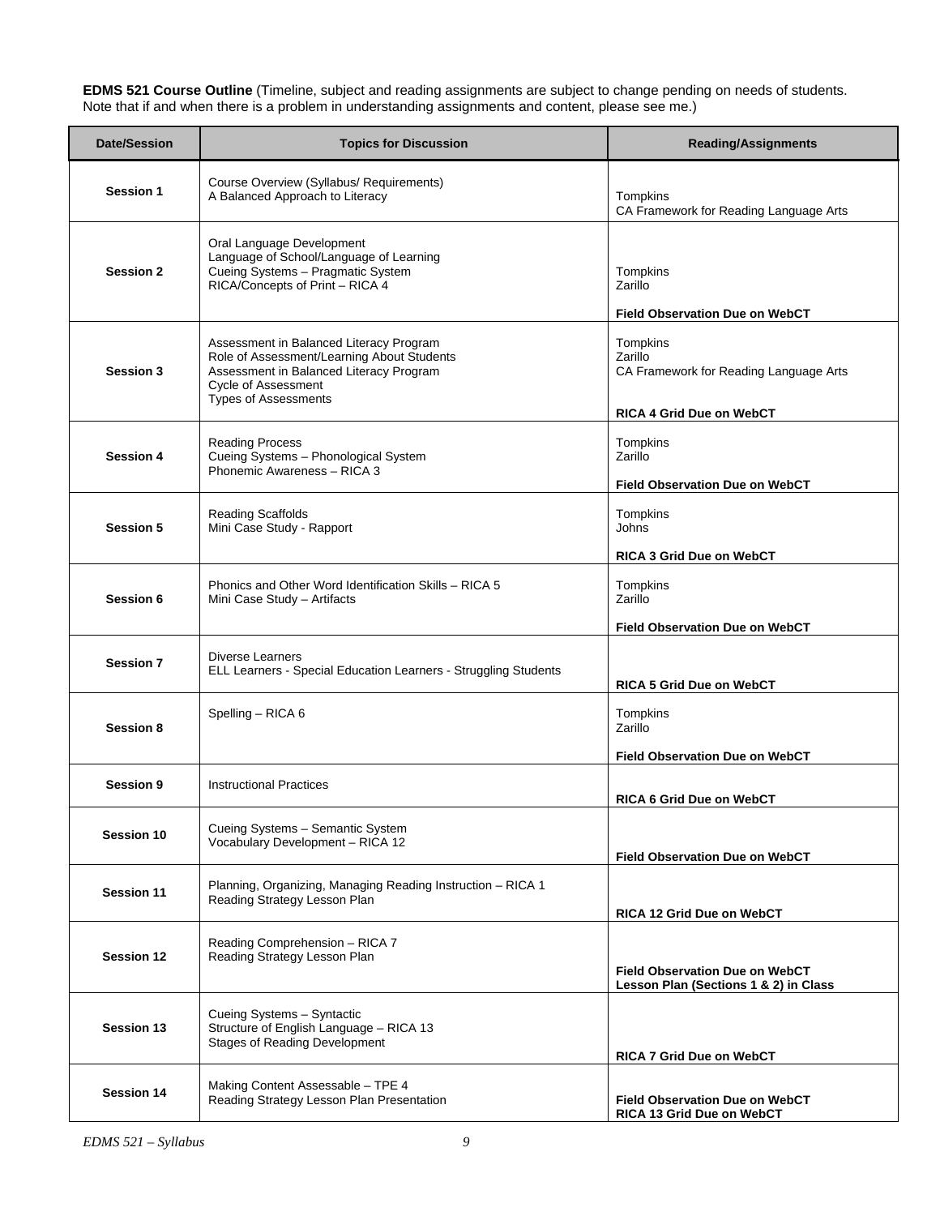**EDMS 521 Course Outline** (Timeline, subject and reading assignments are subject to change pending on needs of students. Note that if and when there is a problem in understanding assignments and content, please see me.)

| Date/Session | Topics for Discussion | Reading/Assignments |
|---|---|---|
| **Session 1** | Course Overview (Syllabus/ Requirements)<br>A Balanced Approach to Literacy | Tompkins<br>CA Framework for Reading Language Arts |
| **Session 2** | Oral Language Development<br>Language of School/Language of Learning<br>Cueing Systems – Pragmatic System<br>RICA/Concepts of Print – RICA 4 | Tompkins<br>Zarillo<br><br>**Field Observation Due on WebCT** |
| **Session 3** | Assessment in Balanced Literacy Program<br>Role of Assessment/Learning About Students<br>Assessment in Balanced Literacy Program<br>Cycle of Assessment<br>Types of Assessments | Tompkins<br>Zarillo<br>CA Framework for Reading Language Arts<br><br>**RICA 4 Grid Due on WebCT** |
| **Session 4** | Reading Process<br>Cueing Systems – Phonological System<br>Phonemic Awareness – RICA 3 | Tompkins<br>Zarillo<br><br>**Field Observation Due on WebCT** |
| **Session 5** | Reading Scaffolds<br>Mini Case Study - Rapport | Tompkins<br>Johns<br><br>**RICA 3 Grid Due on WebCT** |
| **Session 6** | Phonics and Other Word Identification Skills – RICA 5<br>Mini Case Study – Artifacts | Tompkins<br>Zarillo<br><br>**Field Observation Due on WebCT** |
| **Session 7** | Diverse Learners<br>ELL Learners - Special Education Learners - Struggling Students | **RICA 5 Grid Due on WebCT** |
| **Session 8** | Spelling – RICA 6 | Tompkins<br>Zarillo<br><br>**Field Observation Due on WebCT** |
| **Session 9** | Instructional Practices | **RICA 6 Grid Due on WebCT** |
| **Session 10** | Cueing Systems – Semantic System<br>Vocabulary Development – RICA 12 | **Field Observation Due on WebCT** |
| **Session 11** | Planning, Organizing, Managing Reading Instruction – RICA 1<br>Reading Strategy Lesson Plan | **RICA 12 Grid Due on WebCT** |
| **Session 12** | Reading Comprehension – RICA 7<br>Reading Strategy Lesson Plan | **Field Observation Due on WebCT**<br>**Lesson Plan (Sections 1 & 2) in Class** |
| **Session 13** | Cueing Systems – Syntactic<br>Structure of English Language – RICA 13<br>Stages of Reading Development | **RICA 7 Grid Due on WebCT** |
| **Session 14** | Making Content Assessable – TPE 4<br>Reading Strategy Lesson Plan Presentation | **Field Observation Due on WebCT**<br>**RICA 13 Grid Due on WebCT** |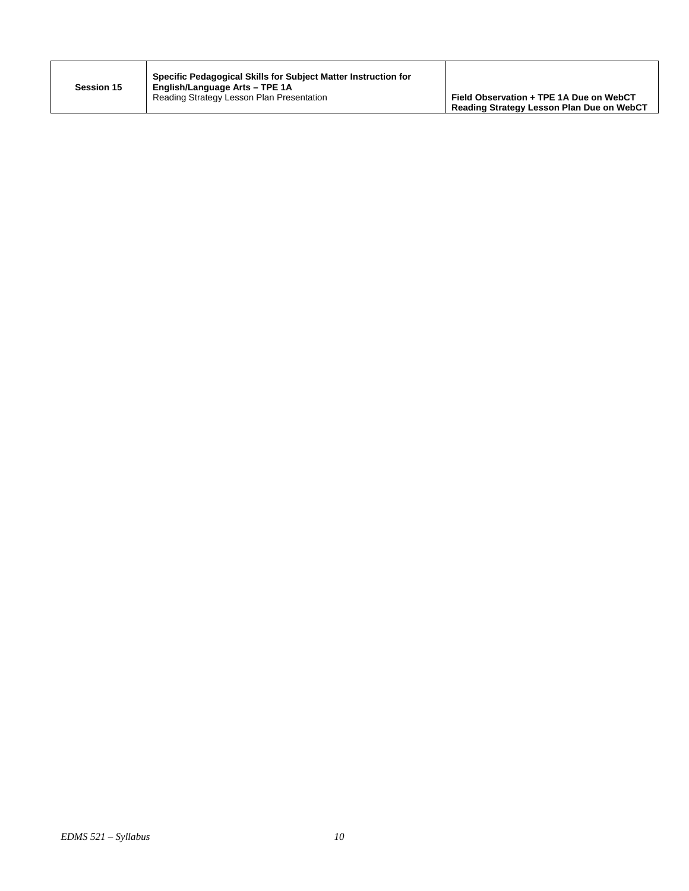| **Session 15** | **Specific Pedagogical Skills for Subject Matter Instruction for English/Language Arts – TPE 1A**<br>Reading Strategy Lesson Plan Presentation | **Field Observation + TPE 1A Due on WebCT**<br>**Reading Strategy Lesson Plan Due on WebCT** |
|---|---|---|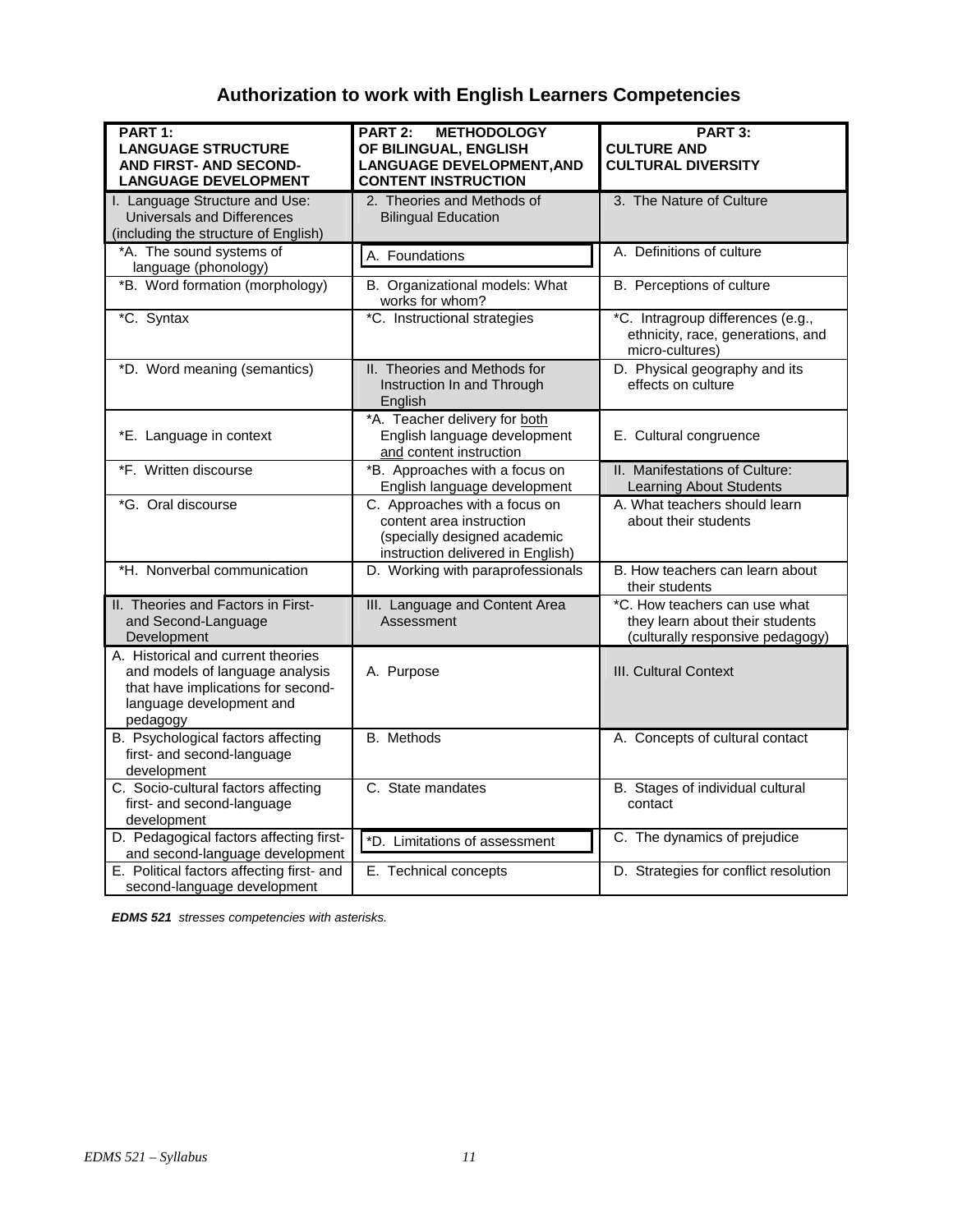## Authorization to work with English Learners Competencies

| PART 1: LANGUAGE STRUCTURE AND FIRST- AND SECOND-LANGUAGE DEVELOPMENT | PART 2: METHODOLOGY OF BILINGUAL, ENGLISH LANGUAGE DEVELOPMENT, AND CONTENT INSTRUCTION | PART 3: CULTURE AND CULTURAL DIVERSITY |
|---|---|---|
| I. Language Structure and Use: Universals and Differences (including the structure of English) | 2. Theories and Methods of Bilingual Education | 3. The Nature of Culture |
| *A. The sound systems of language (phonology) | A. Foundations | A. Definitions of culture |
| *B. Word formation (morphology) | B. Organizational models: What works for whom? | B. Perceptions of culture |
| *C. Syntax | *C. Instructional strategies | *C. Intragroup differences (e.g., ethnicity, race, generations, and micro-cultures) |
| *D. Word meaning (semantics) | II. Theories and Methods for Instruction In and Through English | D. Physical geography and its effects on culture |
| *E. Language in context | *A. Teacher delivery for both English language development and content instruction | E. Cultural congruence |
| *F. Written discourse | *B. Approaches with a focus on English language development | II. Manifestations of Culture: Learning About Students |
| *G. Oral discourse | C. Approaches with a focus on content area instruction (specially designed academic instruction delivered in English) | A. What teachers should learn about their students |
| *H. Nonverbal communication | D. Working with paraprofessionals | B. How teachers can learn about their students |
| II. Theories and Factors in First- and Second-Language Development | III. Language and Content Area Assessment | *C. How teachers can use what they learn about their students (culturally responsive pedagogy) |
| A. Historical and current theories and models of language analysis that have implications for second-language development and pedagogy | A. Purpose | III. Cultural Context |
| B. Psychological factors affecting first- and second-language development | B. Methods | A. Concepts of cultural contact |
| C. Socio-cultural factors affecting first- and second-language development | C. State mandates | B. Stages of individual cultural contact |
| D. Pedagogical factors affecting first- and second-language development | *D. Limitations of assessment | C. The dynamics of prejudice |
| E. Political factors affecting first- and second-language development | E. Technical concepts | D. Strategies for conflict resolution |

***EDMS 521*** *stresses competencies with asterisks.*